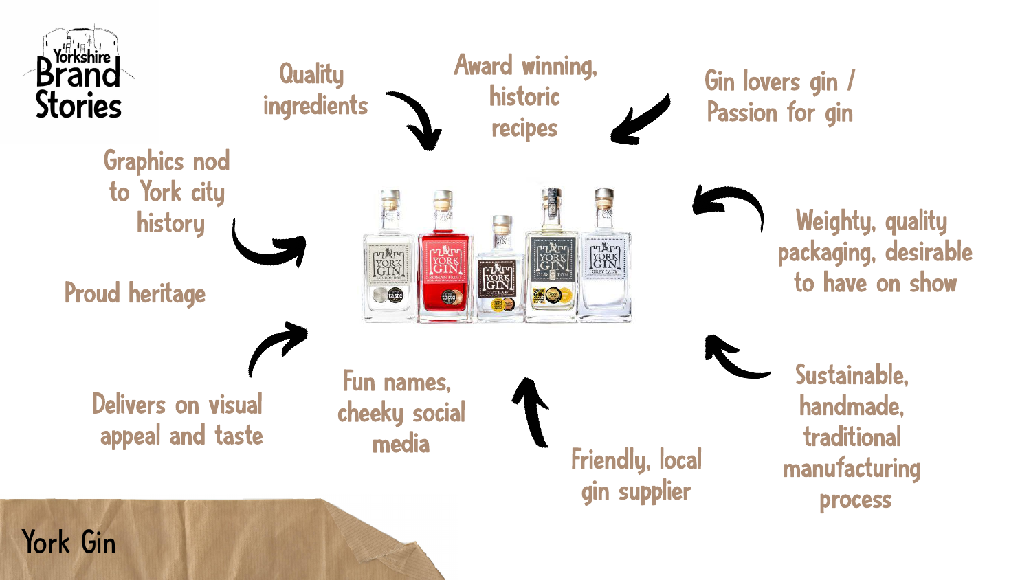Yorkshire Brand Stories

# York Gin

- Quality ingredients
- Award winning, historic recipes
- Gin lovers gin / Passion for gin
- Graphics nod to York city history
- Weighty, quality packaging, desirable to have on show
- Proud heritage
- Sustainable, handmade, traditional manufacturing process
- Delivers on visual appeal and taste
- Fun names, cheeky social media
- Friendly, local gin supplier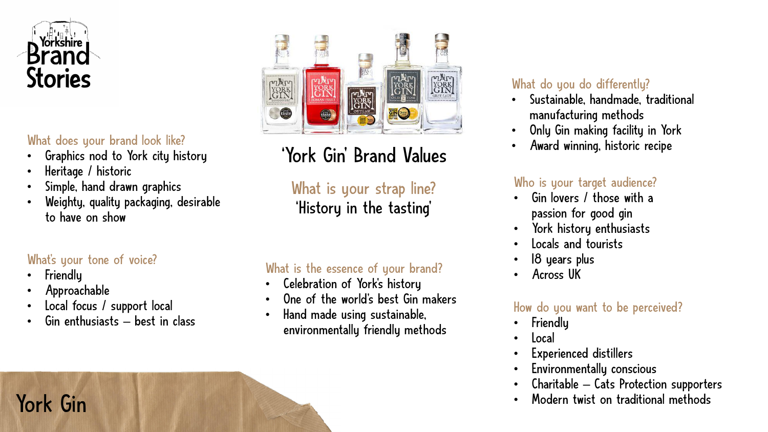# 'York Gin' Brand Values

### What is your strap line?

'History in the tasting'

### What does your brand look like?

- Graphics nod to York city history
- Heritage / historic
- Simple, hand drawn graphics
- Weighty, quality packaging, desirable to have on show

### What's your tone of voice?

- Friendly
- Approachable
- Local focus / support local
- Gin enthusiasts – best in class

### What is the essence of your brand?

- Celebration of York's history
- One of the world's best Gin makers
- Hand made using sustainable, environmentally friendly methods

### What do you do differently?

- Sustainable, handmade, traditional manufacturing methods
- Only Gin making facility in York
- Award winning, historic recipe

### Who is your target audience?

- Gin lovers / those with a passion for good gin
- York history enthusiasts
- Locals and tourists
- 18 years plus
- Across UK

### How do you want to be perceived?

- Friendly
- Local
- Experienced distillers
- Environmentally conscious
- Charitable – Cats Protection supporters
- Modern twist on traditional methods

York Gin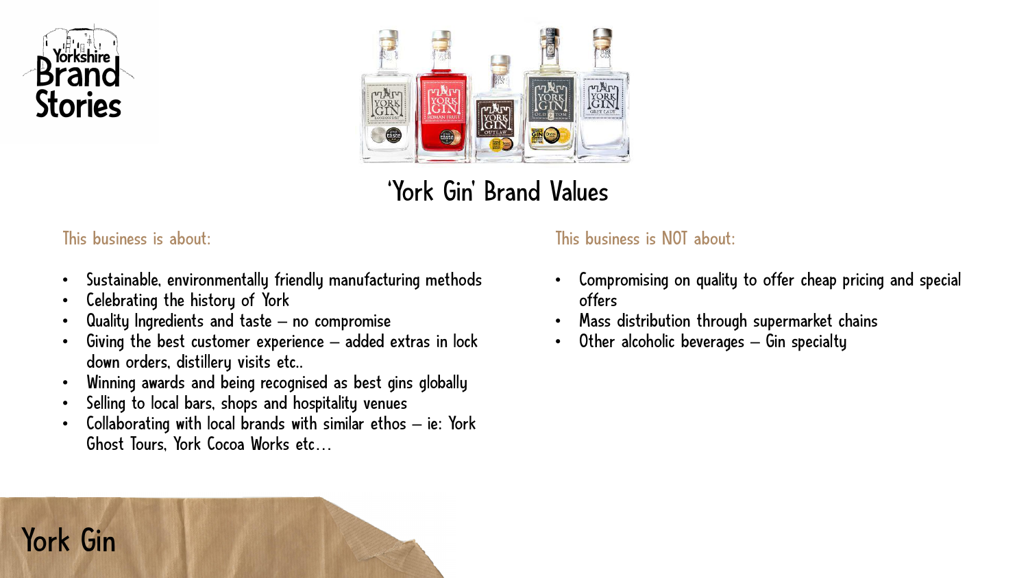# 'York Gin' Brand Values

## This business is about:

- Sustainable, environmentally friendly manufacturing methods
- Celebrating the history of York
- Quality Ingredients and taste – no compromise
- Giving the best customer experience – added extras in lock down orders, distillery visits etc..
- Winning awards and being recognised as best gins globally
- Selling to local bars, shops and hospitality venues
- Collaborating with local brands with similar ethos – ie: York Ghost Tours, York Cocoa Works etc…

## This business is NOT about:

- Compromising on quality to offer cheap pricing and special offers
- Mass distribution through supermarket chains
- Other alcoholic beverages – Gin specialty

York Gin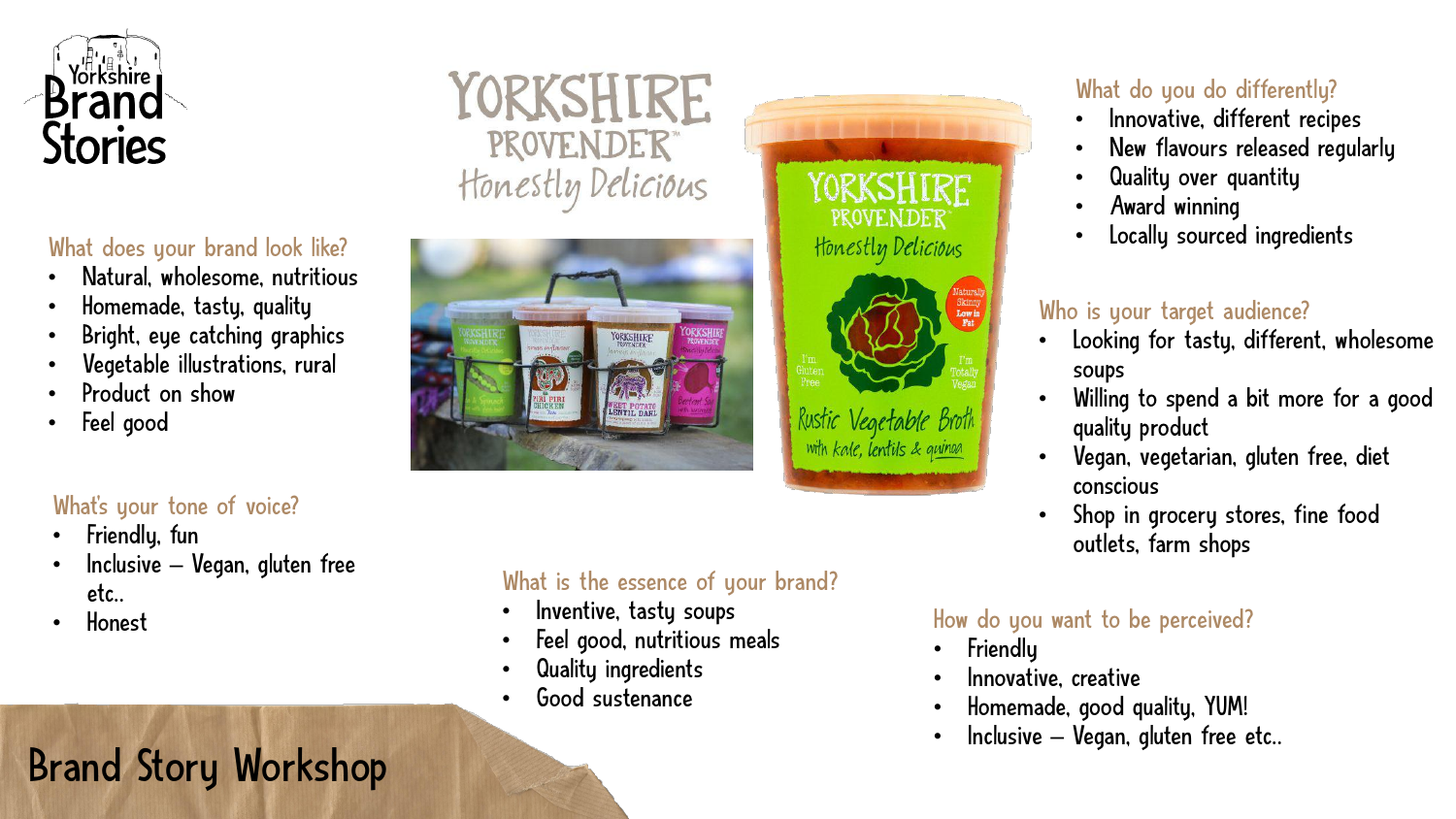# Yorkshire Brand Stories

## YORKSHIRE PROVENDER

*Honestly Delicious*

### What does your brand look like?

- Natural, wholesome, nutritious
- Homemade, tasty, quality
- Bright, eye catching graphics
- Vegetable illustrations, rural
- Product on show
- Feel good

### What's your tone of voice?

- Friendly, fun
- Inclusive – Vegan, gluten free etc..
- Honest

### What is the essence of your brand?

- Inventive, tasty soups
- Feel good, nutritious meals
- Quality ingredients
- Good sustenance

### What do you do differently?

- Innovative, different recipes
- New flavours released regularly
- Quality over quantity
- Award winning
- Locally sourced ingredients

### Who is your target audience?

- Looking for tasty, different, wholesome soups
- Willing to spend a bit more for a good quality product
- Vegan, vegetarian, gluten free, diet conscious
- Shop in grocery stores, fine food outlets, farm shops

### How do you want to be perceived?

- Friendly
- Innovative, creative
- Homemade, good quality, YUM!
- Inclusive – Vegan, gluten free etc..

## Brand Story Workshop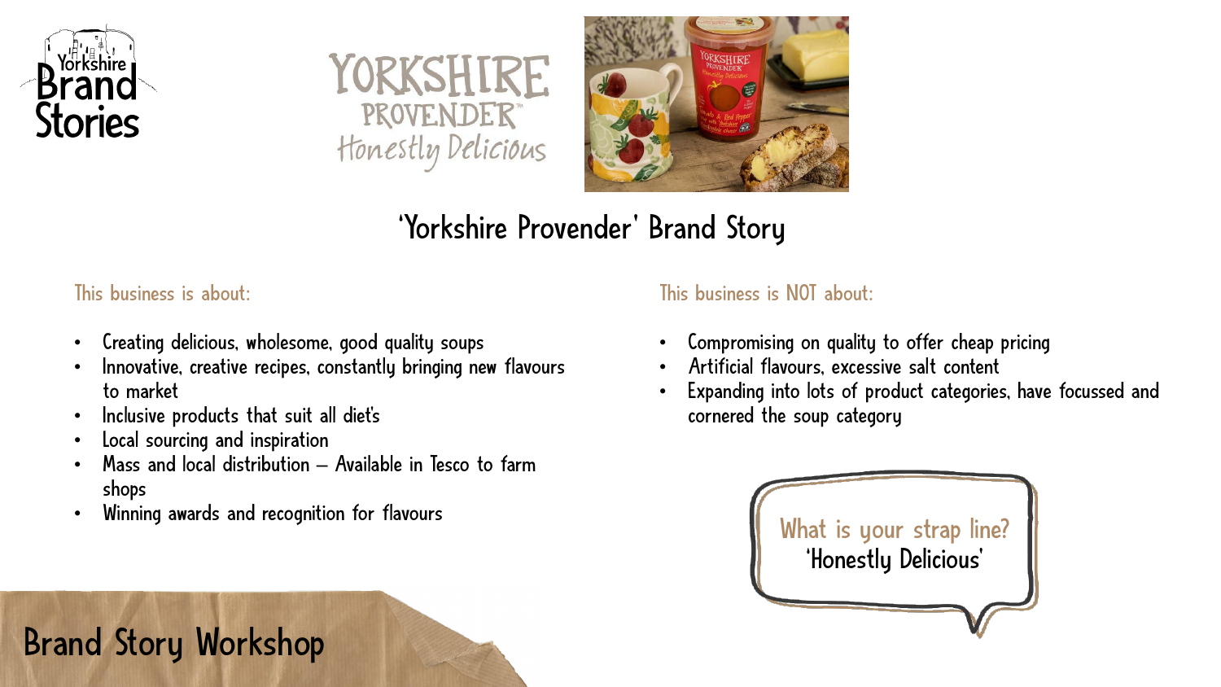Yorkshire Brand Stories

YORKSHIRE PROVENDER™ Honestly Delicious

# 'Yorkshire Provender' Brand Story

## This business is about:

- Creating delicious, wholesome, good quality soups
- Innovative, creative recipes, constantly bringing new flavours to market
- Inclusive products that suit all diet's
- Local sourcing and inspiration
- Mass and local distribution – Available in Tesco to farm shops
- Winning awards and recognition for flavours

## This business is NOT about:

- Compromising on quality to offer cheap pricing
- Artificial flavours, excessive salt content
- Expanding into lots of product categories, have focussed and cornered the soup category

What is your strap line?
'Honestly Delicious'

Brand Story Workshop